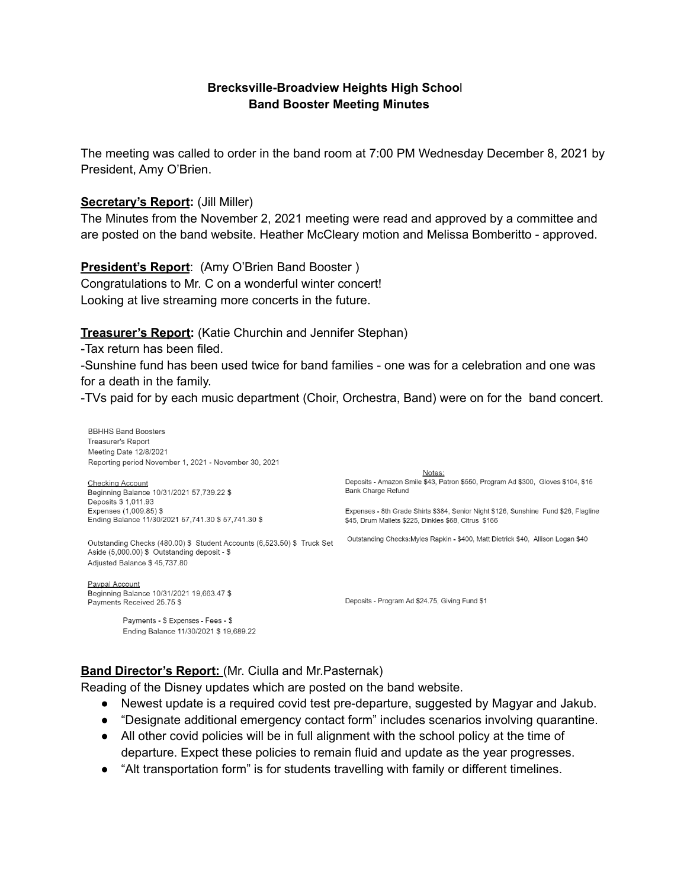**Brecksville-Broadview Heights High School**
**Band Booster Meeting Minutes**

The meeting was called to order in the band room at 7:00 PM Wednesday December 8, 2021 by President, Amy O'Brien.

**Secretary's Report:** (Jill Miller)
The Minutes from the November 2, 2021 meeting were read and approved by a committee and are posted on the band website. Heather McCleary motion and Melissa Bomberitto - approved.

**President's Report**: (Amy O'Brien Band Booster )
Congratulations to Mr. C on a wonderful winter concert!
Looking at live streaming more concerts in the future.

**Treasurer's Report:** (Katie Churchin and Jennifer Stephan)
-Tax return has been filed.
-Sunshine fund has been used twice for band families - one was for a celebration and one was for a death in the family.
-TVs paid for by each music department (Choir, Orchestra, Band) were on for the band concert.

BBHHS Band Boosters
Treasurer's Report
Meeting Date 12/8/2021
Reporting period November 1, 2021 - November 30, 2021

Checking Account
Beginning Balance 10/31/2021 57,739.22 $
Deposits $ 1,011.93
Expenses (1,009.85) $
Ending Balance 11/30/2021 57,741.30 $ 57,741.30 $

Outstanding Checks (480.00) $ Student Accounts (6,523.50) $ Truck Set Aside (5,000.00) $ Outstanding deposit - $
Adjusted Balance $ 45,737.80

Paypal Account
Beginning Balance 10/31/2021 19,663.47 $
Payments Received 25.75 $

Payments - $ Expenses - Fees - $
Ending Balance 11/30/2021 $ 19,689.22

Notes:
Deposits - Amazon Smile $43, Patron $550, Program Ad $300, Gloves $104, $15 Bank Charge Refund

Expenses - 8th Grade Shirts $384, Senior Night $126, Sunshine Fund $26, Flagline $45, Drum Mallets $225, Dinkles $68, Citrus $166

Outstanding Checks:Myles Rapkin - $400, Matt Dietrick $40, Allison Logan $40

Deposits - Program Ad $24.75, Giving Fund $1

**Band Director's Report:** (Mr. Ciulla and Mr.Pasternak)
Reading of the Disney updates which are posted on the band website.

- Newest update is a required covid test pre-departure, suggested by Magyar and Jakub.
- "Designate additional emergency contact form" includes scenarios involving quarantine.
- All other covid policies will be in full alignment with the school policy at the time of departure. Expect these policies to remain fluid and update as the year progresses.
- "Alt transportation form" is for students travelling with family or different timelines.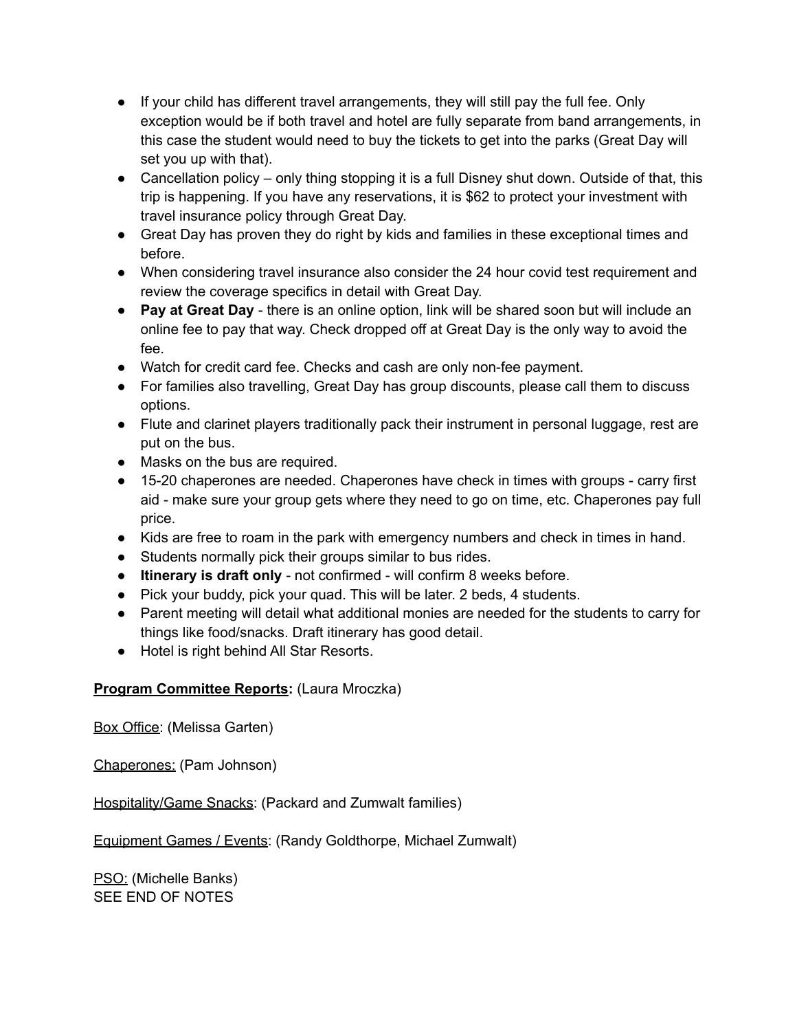- If your child has different travel arrangements, they will still pay the full fee. Only exception would be if both travel and hotel are fully separate from band arrangements, in this case the student would need to buy the tickets to get into the parks (Great Day will set you up with that).
- Cancellation policy – only thing stopping it is a full Disney shut down. Outside of that, this trip is happening. If you have any reservations, it is $62 to protect your investment with travel insurance policy through Great Day.
- Great Day has proven they do right by kids and families in these exceptional times and before.
- When considering travel insurance also consider the 24 hour covid test requirement and review the coverage specifics in detail with Great Day.
- **Pay at Great Day** - there is an online option, link will be shared soon but will include an online fee to pay that way. Check dropped off at Great Day is the only way to avoid the fee.
- Watch for credit card fee. Checks and cash are only non-fee payment.
- For families also travelling, Great Day has group discounts, please call them to discuss options.
- Flute and clarinet players traditionally pack their instrument in personal luggage, rest are put on the bus.
- Masks on the bus are required.
- 15-20 chaperones are needed. Chaperones have check in times with groups - carry first aid - make sure your group gets where they need to go on time, etc. Chaperones pay full price.
- Kids are free to roam in the park with emergency numbers and check in times in hand.
- Students normally pick their groups similar to bus rides.
- **Itinerary is draft only** - not confirmed - will confirm 8 weeks before.
- Pick your buddy, pick your quad. This will be later. 2 beds, 4 students.
- Parent meeting will detail what additional monies are needed for the students to carry for things like food/snacks. Draft itinerary has good detail.
- Hotel is right behind All Star Resorts.

**Program Committee Reports:** (Laura Mroczka)

Box Office: (Melissa Garten)

Chaperones: (Pam Johnson)

Hospitality/Game Snacks: (Packard and Zumwalt families)

Equipment Games / Events: (Randy Goldthorpe, Michael Zumwalt)

PSO: (Michelle Banks)
SEE END OF NOTES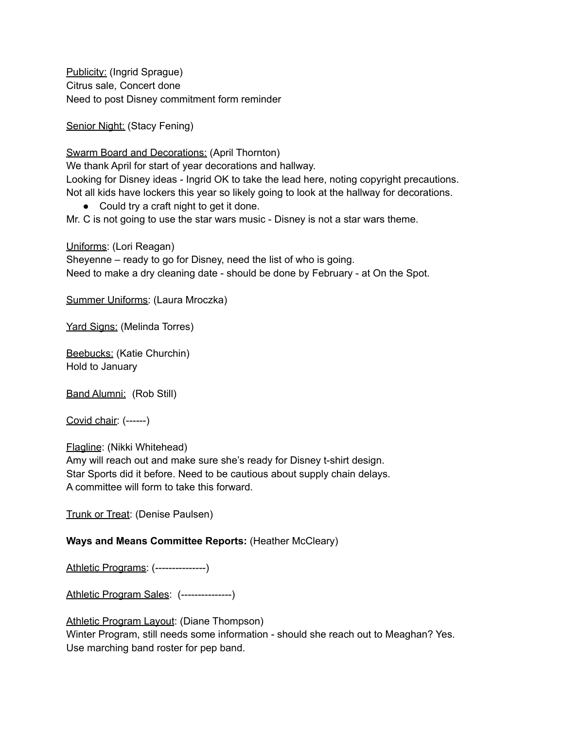<u>Publicity:</u> (Ingrid Sprague)
Citrus sale, Concert done
Need to post Disney commitment form reminder

<u>Senior Night:</u> (Stacy Fening)

<u>Swarm Board and Decorations:</u> (April Thornton)
We thank April for start of year decorations and hallway.
Looking for Disney ideas - Ingrid OK to take the lead here, noting copyright precautions.
Not all kids have lockers this year so likely going to look at the hallway for decorations.

- Could try a craft night to get it done.

Mr. C is not going to use the star wars music - Disney is not a star wars theme.

<u>Uniforms</u>: (Lori Reagan)
Sheyenne – ready to go for Disney, need the list of who is going.
Need to make a dry cleaning date - should be done by February - at On the Spot.

<u>Summer Uniforms</u>: (Laura Mroczka)

<u>Yard Signs:</u> (Melinda Torres)

<u>Beebucks:</u> (Katie Churchin)
Hold to January

<u>Band Alumni:</u> (Rob Still)

<u>Covid chair</u>: (------)

<u>Flagline</u>: (Nikki Whitehead)
Amy will reach out and make sure she's ready for Disney t-shirt design.
Star Sports did it before. Need to be cautious about supply chain delays.
A committee will form to take this forward.

<u>Trunk or Treat</u>: (Denise Paulsen)

**Ways and Means Committee Reports:** (Heather McCleary)

<u>Athletic Programs</u>: (---------------)

<u>Athletic Program Sales</u>: (---------------)

<u>Athletic Program Layout</u>: (Diane Thompson)
Winter Program, still needs some information - should she reach out to Meaghan? Yes.
Use marching band roster for pep band.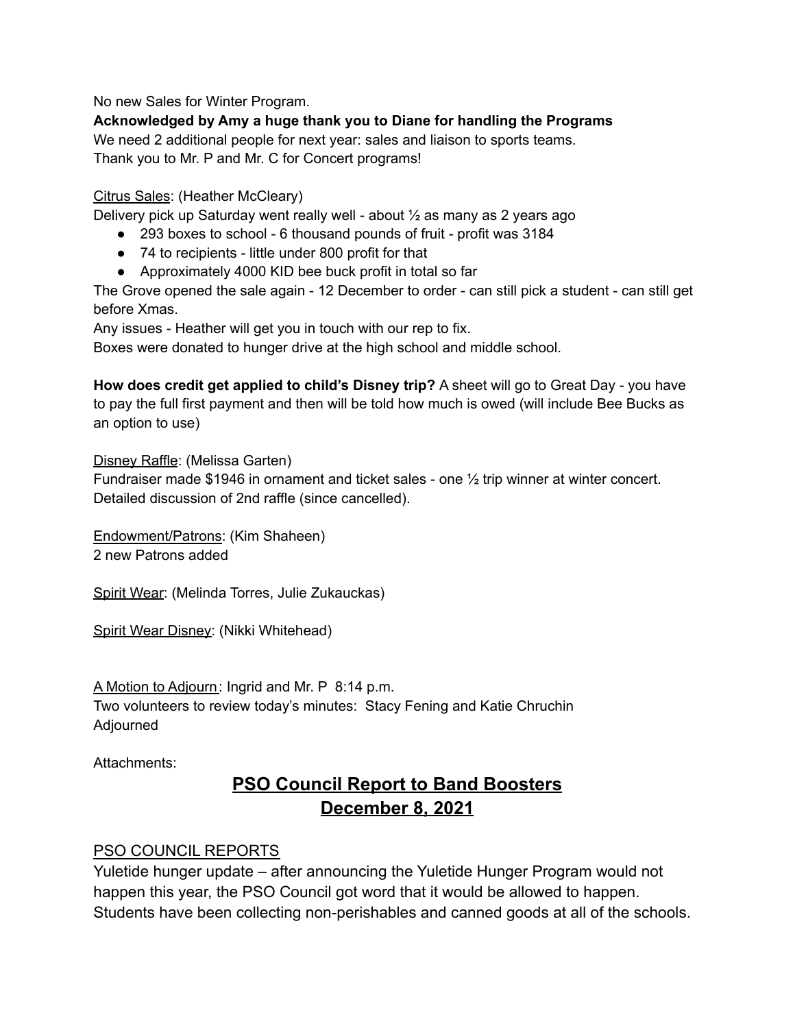No new Sales for Winter Program.

**Acknowledged by Amy a huge thank you to Diane for handling the Programs**

We need 2 additional people for next year: sales and liaison to sports teams.

Thank you to Mr. P and Mr. C for Concert programs!

<u>Citrus Sales</u>: (Heather McCleary)

Delivery pick up Saturday went really well - about ½ as many as 2 years ago

- 293 boxes to school - 6 thousand pounds of fruit - profit was 3184
- 74 to recipients - little under 800 profit for that
- Approximately 4000 KID bee buck profit in total so far

The Grove opened the sale again - 12 December to order - can still pick a student - can still get before Xmas.

Any issues - Heather will get you in touch with our rep to fix.

Boxes were donated to hunger drive at the high school and middle school.

**How does credit get applied to child's Disney trip?** A sheet will go to Great Day - you have to pay the full first payment and then will be told how much is owed (will include Bee Bucks as an option to use)

<u>Disney Raffle</u>: (Melissa Garten)

Fundraiser made $1946 in ornament and ticket sales - one ½ trip winner at winter concert.

Detailed discussion of 2nd raffle (since cancelled).

<u>Endowment/Patrons</u>: (Kim Shaheen)

2 new Patrons added

<u>Spirit Wear</u>: (Melinda Torres, Julie Zukauckas)

<u>Spirit Wear Disney</u>: (Nikki Whitehead)

<u>A Motion to Adjourn</u>: Ingrid and Mr. P 8:14 p.m.

Two volunteers to review today's minutes: Stacy Fening and Katie Chruchin

Adjourned

Attachments:

# <u>PSO Council Report to Band Boosters</u>
# <u>December 8, 2021</u>

<u>PSO COUNCIL REPORTS</u>

Yuletide hunger update – after announcing the Yuletide Hunger Program would not happen this year, the PSO Council got word that it would be allowed to happen. Students have been collecting non-perishables and canned goods at all of the schools.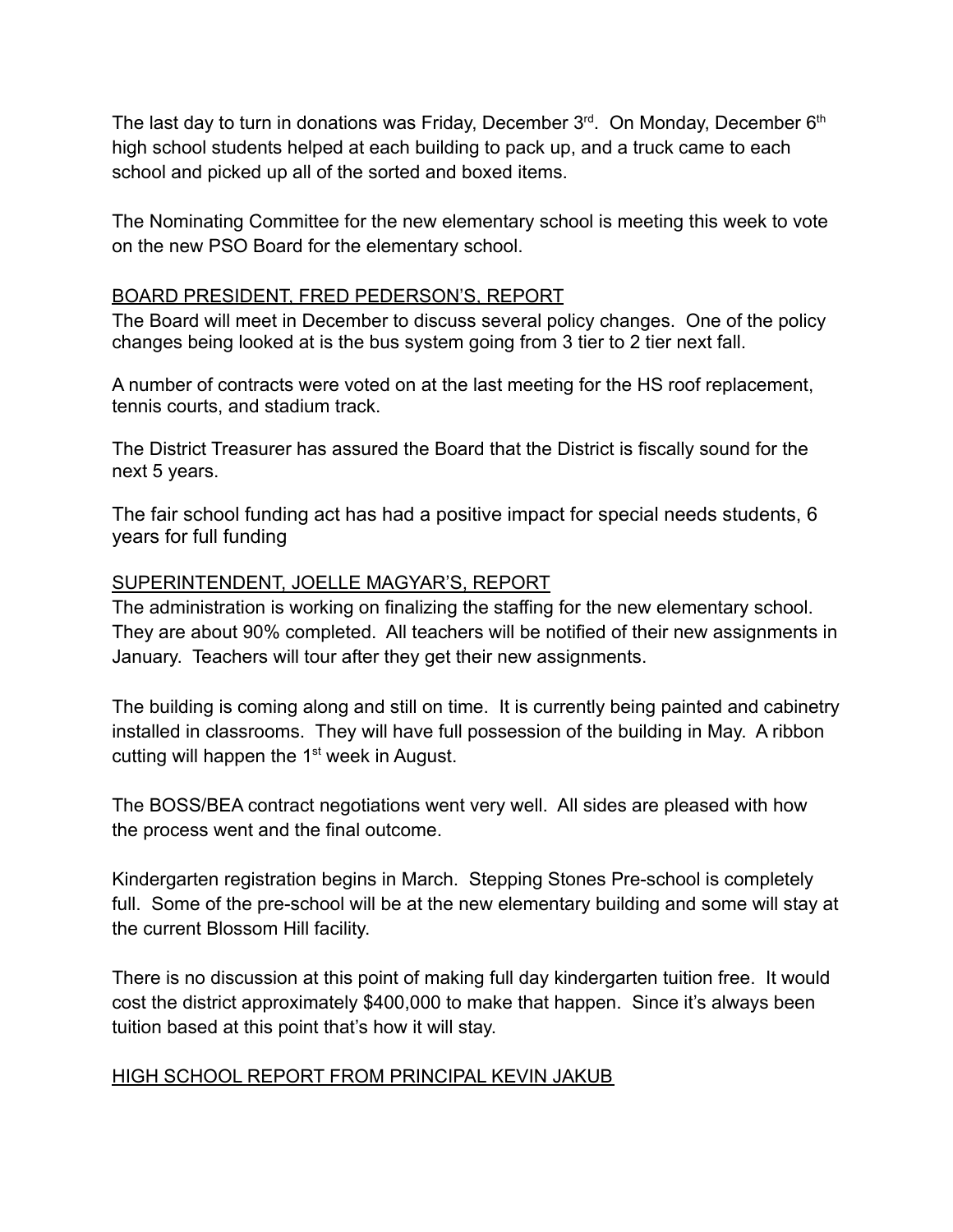The last day to turn in donations was Friday, December 3rd. On Monday, December 6th high school students helped at each building to pack up, and a truck came to each school and picked up all of the sorted and boxed items.

The Nominating Committee for the new elementary school is meeting this week to vote on the new PSO Board for the elementary school.

## BOARD PRESIDENT, FRED PEDERSON'S, REPORT

The Board will meet in December to discuss several policy changes. One of the policy changes being looked at is the bus system going from 3 tier to 2 tier next fall.

A number of contracts were voted on at the last meeting for the HS roof replacement, tennis courts, and stadium track.

The District Treasurer has assured the Board that the District is fiscally sound for the next 5 years.

The fair school funding act has had a positive impact for special needs students, 6 years for full funding

## SUPERINTENDENT, JOELLE MAGYAR'S, REPORT

The administration is working on finalizing the staffing for the new elementary school. They are about 90% completed. All teachers will be notified of their new assignments in January. Teachers will tour after they get their new assignments.

The building is coming along and still on time. It is currently being painted and cabinetry installed in classrooms. They will have full possession of the building in May. A ribbon cutting will happen the 1st week in August.

The BOSS/BEA contract negotiations went very well. All sides are pleased with how the process went and the final outcome.

Kindergarten registration begins in March. Stepping Stones Pre-school is completely full. Some of the pre-school will be at the new elementary building and some will stay at the current Blossom Hill facility.

There is no discussion at this point of making full day kindergarten tuition free. It would cost the district approximately $400,000 to make that happen. Since it's always been tuition based at this point that's how it will stay.

## HIGH SCHOOL REPORT FROM PRINCIPAL KEVIN JAKUB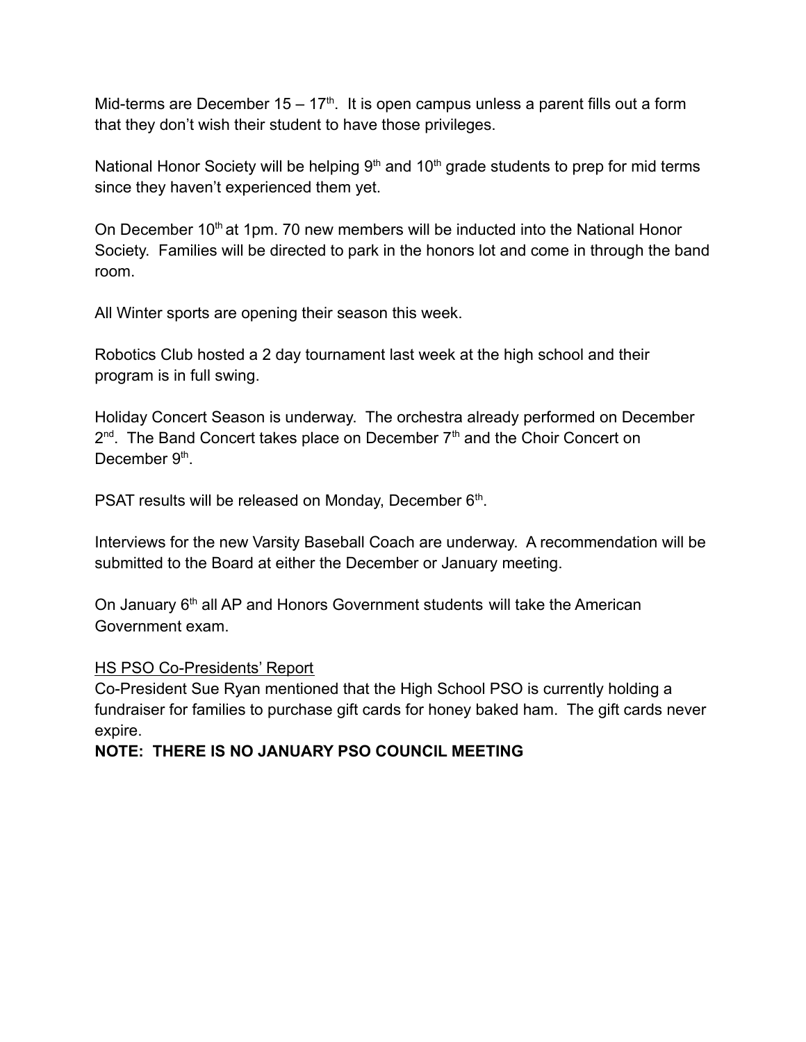Mid-terms are December 15 – 17th. It is open campus unless a parent fills out a form that they don't wish their student to have those privileges.

National Honor Society will be helping 9th and 10th grade students to prep for mid terms since they haven't experienced them yet.

On December 10th at 1pm. 70 new members will be inducted into the National Honor Society. Families will be directed to park in the honors lot and come in through the band room.

All Winter sports are opening their season this week.

Robotics Club hosted a 2 day tournament last week at the high school and their program is in full swing.

Holiday Concert Season is underway. The orchestra already performed on December 2nd. The Band Concert takes place on December 7th and the Choir Concert on December 9th.

PSAT results will be released on Monday, December 6th.

Interviews for the new Varsity Baseball Coach are underway. A recommendation will be submitted to the Board at either the December or January meeting.

On January 6th all AP and Honors Government students will take the American Government exam.

<u>HS PSO Co-Presidents' Report</u>

Co-President Sue Ryan mentioned that the High School PSO is currently holding a fundraiser for families to purchase gift cards for honey baked ham. The gift cards never expire.

**NOTE: THERE IS NO JANUARY PSO COUNCIL MEETING**